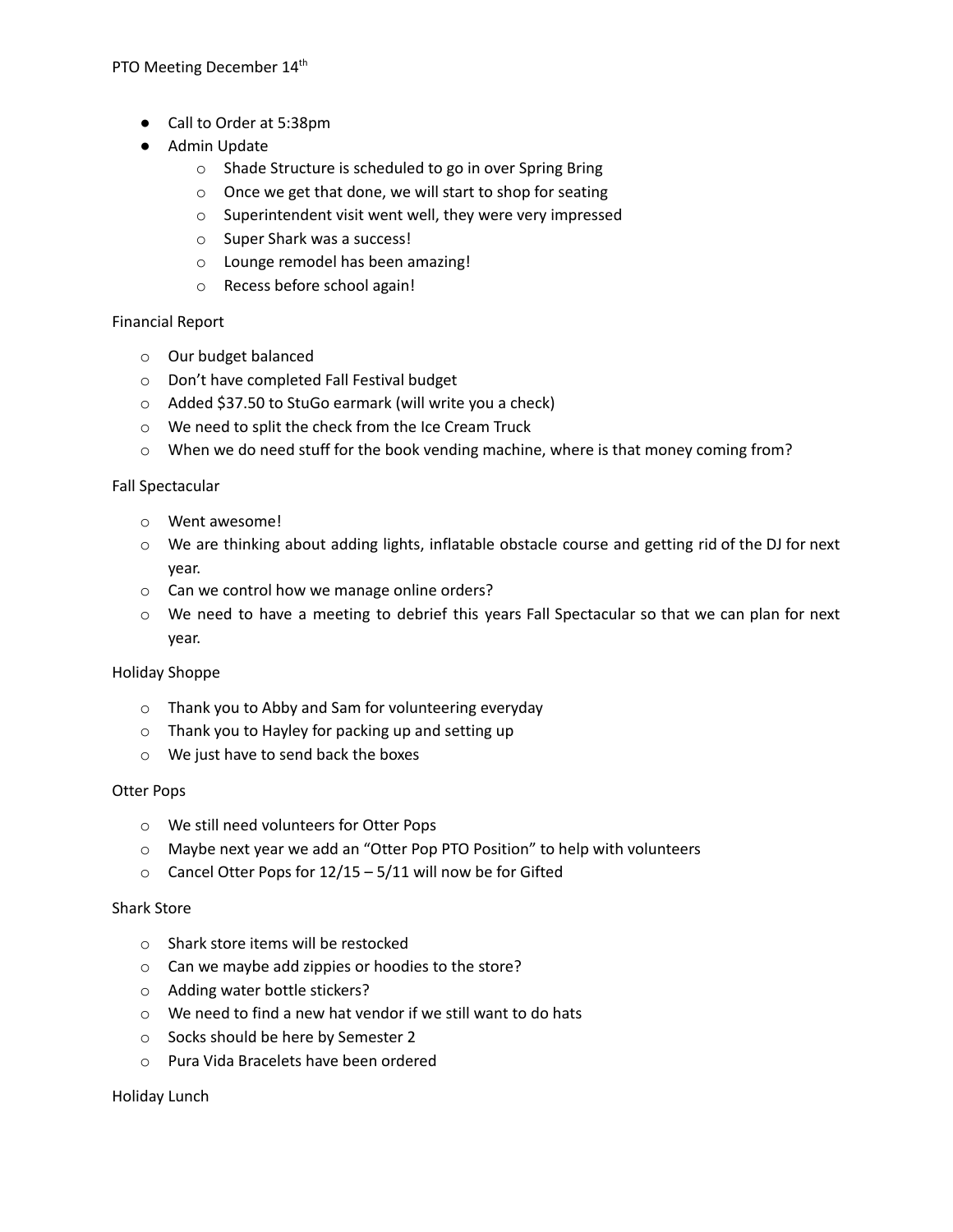PTO Meeting December 14th

- Call to Order at 5:38pm
- Admin Update
    - Shade Structure is scheduled to go in over Spring Bring
    - Once we get that done, we will start to shop for seating
    - Superintendent visit went well, they were very impressed
    - Super Shark was a success!
    - Lounge remodel has been amazing!
    - Recess before school again!

Financial Report

- Our budget balanced
- Don't have completed Fall Festival budget
- Added $37.50 to StuGo earmark (will write you a check)
- We need to split the check from the Ice Cream Truck
- When we do need stuff for the book vending machine, where is that money coming from?

Fall Spectacular

- Went awesome!
- We are thinking about adding lights, inflatable obstacle course and getting rid of the DJ for next year.
- Can we control how we manage online orders?
- We need to have a meeting to debrief this years Fall Spectacular so that we can plan for next year.

Holiday Shoppe

- Thank you to Abby and Sam for volunteering everyday
- Thank you to Hayley for packing up and setting up
- We just have to send back the boxes

Otter Pops

- We still need volunteers for Otter Pops
- Maybe next year we add an "Otter Pop PTO Position" to help with volunteers
- Cancel Otter Pops for 12/15 – 5/11 will now be for Gifted

Shark Store

- Shark store items will be restocked
- Can we maybe add zippies or hoodies to the store?
- Adding water bottle stickers?
- We need to find a new hat vendor if we still want to do hats
- Socks should be here by Semester 2
- Pura Vida Bracelets have been ordered

Holiday Lunch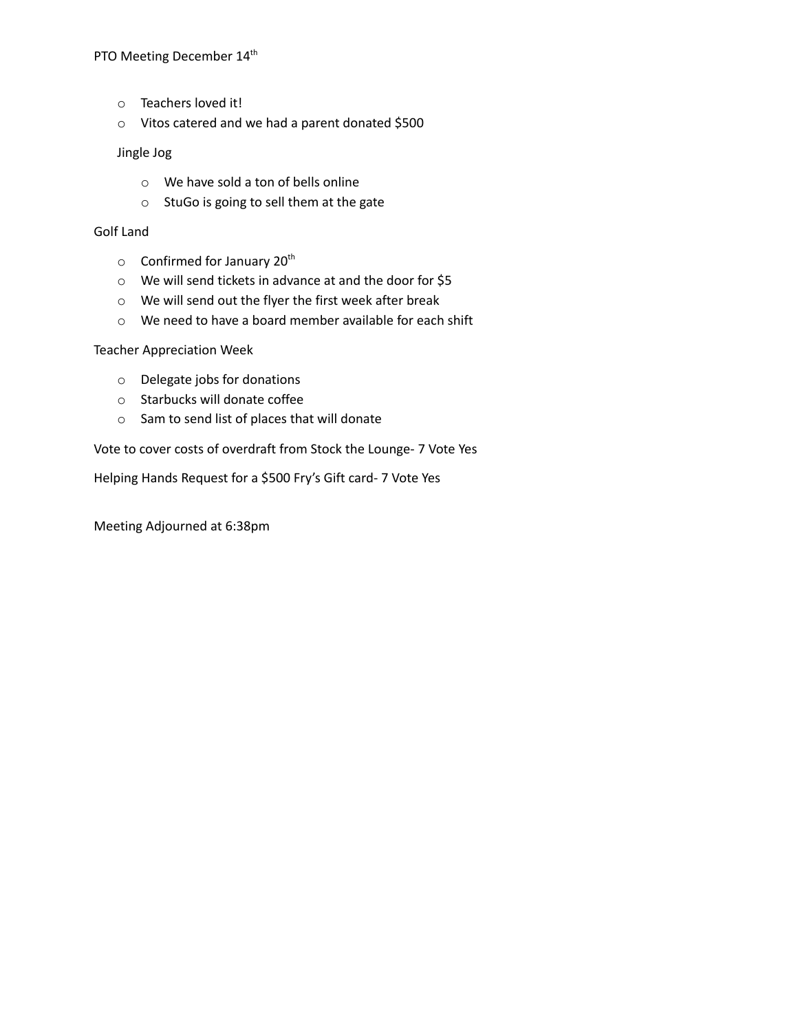- Teachers loved it!
- Vitos catered and we had a parent donated $500

Jingle Jog

- We have sold a ton of bells online
- StuGo is going to sell them at the gate

Golf Land

- Confirmed for January 20th
- We will send tickets in advance at and the door for $5
- We will send out the flyer the first week after break
- We need to have a board member available for each shift

Teacher Appreciation Week

- Delegate jobs for donations
- Starbucks will donate coffee
- Sam to send list of places that will donate

Vote to cover costs of overdraft from Stock the Lounge- 7 Vote Yes

Helping Hands Request for a $500 Fry's Gift card- 7 Vote Yes

Meeting Adjourned at 6:38pm